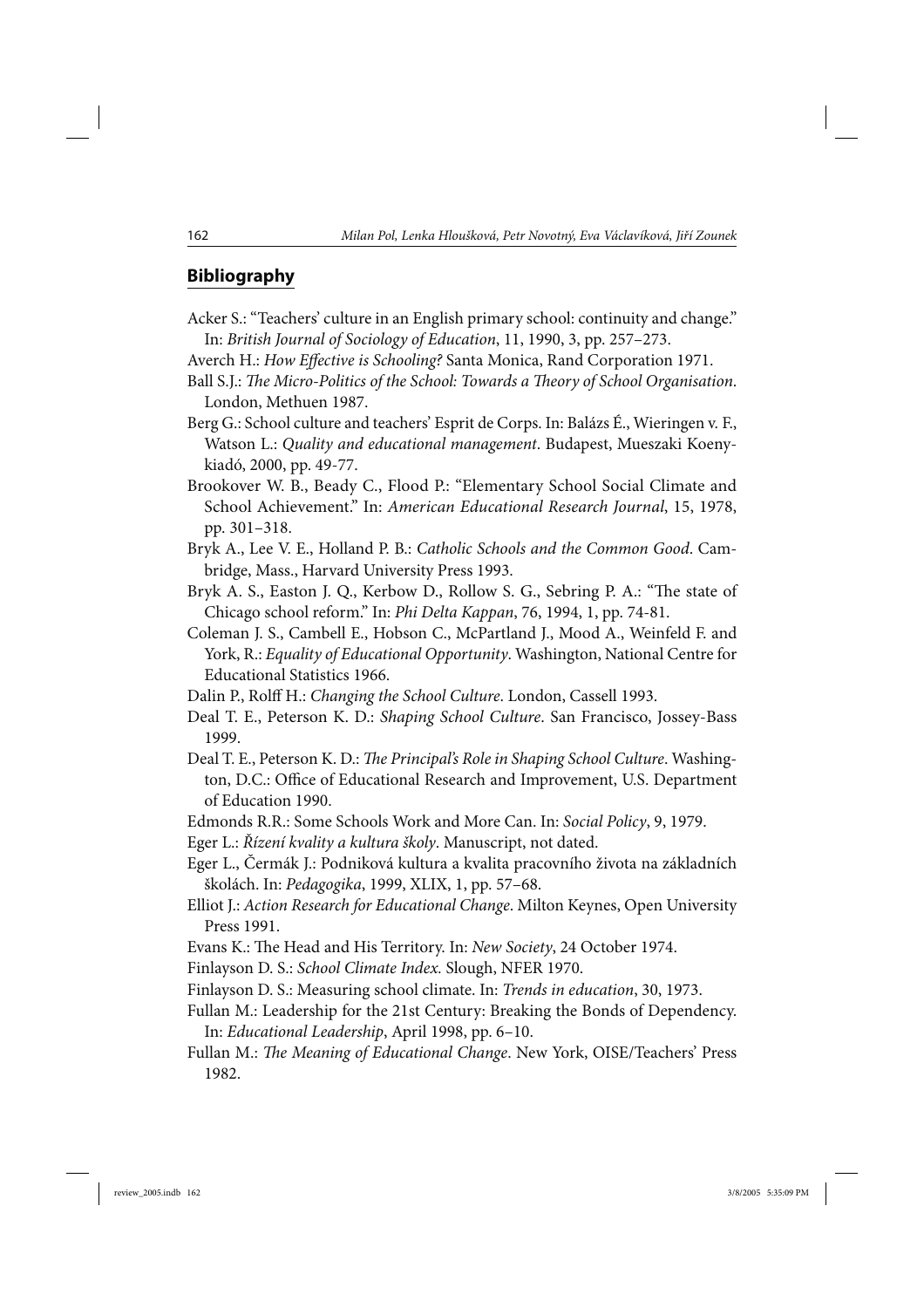## Bibliography

Acker S.: "Teachers' culture in an English primary school: continuity and change." In: *British Journal of Sociology of Education*, 11, 1990, 3, pp. 257–273.

Averch H.: *How Effective is Schooling?* Santa Monica, Rand Corporation 1971.

Ball S.J.: *The Micro-Politics of the School: Towards a Theory of School Organisation*. London, Methuen 1987.

Berg G.: School culture and teachers' Esprit de Corps. In: Balázs É., Wieringen v. F., Watson L.: *Quality and educational management*. Budapest, Mueszaki Koenykiadó, 2000, pp. 49-77.

Brookover W. B., Beady C., Flood P.: "Elementary School Social Climate and School Achievement." In: *American Educational Research Journal*, 15, 1978, pp. 301–318.

Bryk A., Lee V. E., Holland P. B.: *Catholic Schools and the Common Good*. Cambridge, Mass., Harvard University Press 1993.

Bryk A. S., Easton J. Q., Kerbow D., Rollow S. G., Sebring P. A.: "The state of Chicago school reform." In: *Phi Delta Kappan*, 76, 1994, 1, pp. 74-81.

Coleman J. S., Cambell E., Hobson C., McPartland J., Mood A., Weinfeld F. and York, R.: *Equality of Educational Opportunity*. Washington, National Centre for Educational Statistics 1966.

Dalin P., Rolff H.: *Changing the School Culture*. London, Cassell 1993.

Deal T. E., Peterson K. D.: *Shaping School Culture*. San Francisco, Jossey-Bass 1999.

Deal T. E., Peterson K. D.: *The Principal's Role in Shaping School Culture*. Washington, D.C.: Office of Educational Research and Improvement, U.S. Department of Education 1990.

Edmonds R.R.: Some Schools Work and More Can. In: *Social Policy*, 9, 1979.

Eger L.: *Řízení kvality a kultura školy*. Manuscript, not dated.

Eger L., Čermák J.: Podniková kultura a kvalita pracovního života na základních školách. In: *Pedagogika*, 1999, XLIX, 1, pp. 57–68.

Elliot J.: *Action Research for Educational Change*. Milton Keynes, Open University Press 1991.

Evans K.: The Head and His Territory. In: *New Society*, 24 October 1974.

Finlayson D. S.: *School Climate Index*. Slough, NFER 1970.

Finlayson D. S.: Measuring school climate. In: *Trends in education*, 30, 1973.

Fullan M.: Leadership for the 21st Century: Breaking the Bonds of Dependency. In: *Educational Leadership*, April 1998, pp. 6–10.

Fullan M.: *The Meaning of Educational Change*. New York, OISE/Teachers' Press 1982.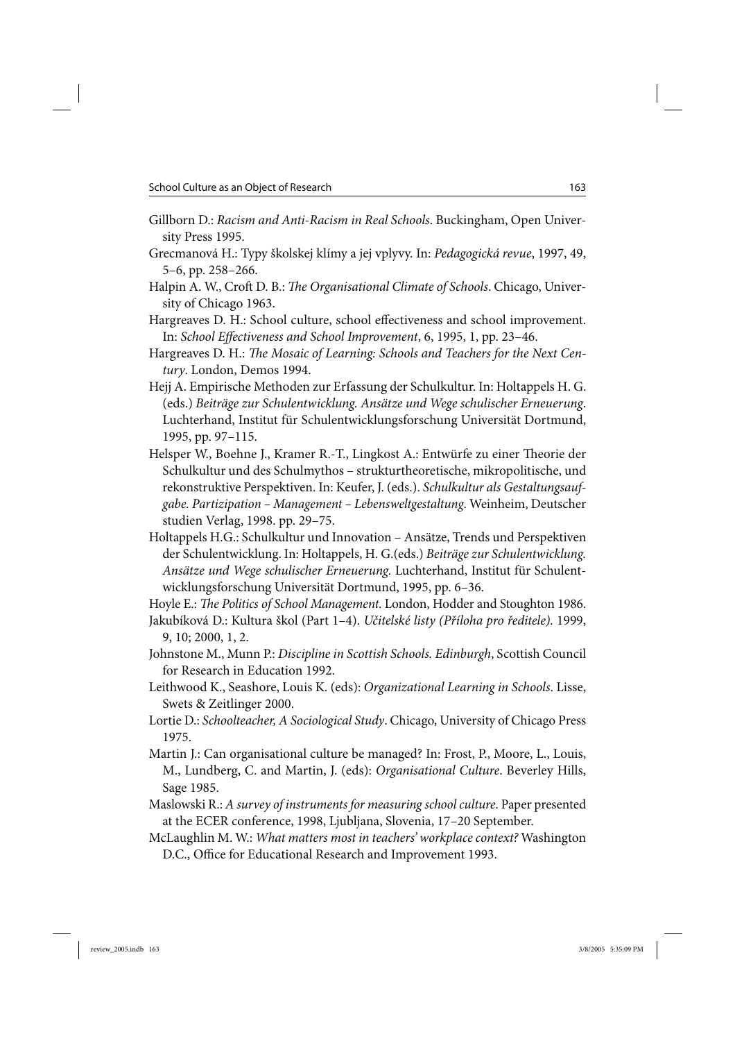Gillborn D.: *Racism and Anti-Racism in Real Schools*. Buckingham, Open University Press 1995.

Grecmanová H.: Typy školskej klímy a jej vplyvy. In: *Pedagogická revue*, 1997, 49, 5–6, pp. 258–266.

Halpin A. W., Croft D. B.: *The Organisational Climate of Schools*. Chicago, University of Chicago 1963.

Hargreaves D. H.: School culture, school effectiveness and school improvement. In: *School Effectiveness and School Improvement*, 6, 1995, 1, pp. 23–46.

Hargreaves D. H.: *The Mosaic of Learning: Schools and Teachers for the Next Century*. London, Demos 1994.

Hejj A. Empirische Methoden zur Erfassung der Schulkultur. In: Holtappels H. G. (eds.) *Beiträge zur Schulentwicklung. Ansätze und Wege schulischer Erneuerung*. Luchterhand, Institut für Schulentwicklungsforschung Universität Dortmund, 1995, pp. 97–115.

Helsper W., Boehne J., Kramer R.-T., Lingkost A.: Entwürfe zu einer Theorie der Schulkultur und des Schulmythos – strukturtheoretische, mikropolitische, und rekonstruktive Perspektiven. In: Keufer, J. (eds.). *Schulkultur als Gestaltungsaufgabe. Partizipation – Management – Lebensweltgestaltung*. Weinheim, Deutscher studien Verlag, 1998. pp. 29–75.

Holtappels H.G.: Schulkultur und Innovation – Ansätze, Trends und Perspektiven der Schulentwicklung. In: Holtappels, H. G.(eds.) *Beiträge zur Schulentwicklung. Ansätze und Wege schulischer Erneuerung.* Luchterhand, Institut für Schulentwicklungsforschung Universität Dortmund, 1995, pp. 6–36.

Hoyle E.: *The Politics of School Management*. London, Hodder and Stoughton 1986.

Jakubíková D.: Kultura škol (Part 1–4). *Učitelské listy (Příloha pro ředitele).* 1999, 9, 10; 2000, 1, 2.

Johnstone M., Munn P.: *Discipline in Scottish Schools. Edinburgh*, Scottish Council for Research in Education 1992.

Leithwood K., Seashore, Louis K. (eds): *Organizational Learning in Schools*. Lisse, Swets & Zeitlinger 2000.

Lortie D.: *Schoolteacher, A Sociological Study*. Chicago, University of Chicago Press 1975.

Martin J.: Can organisational culture be managed? In: Frost, P., Moore, L., Louis, M., Lundberg, C. and Martin, J. (eds): *Organisational Culture*. Beverley Hills, Sage 1985.

Maslowski R.: *A survey of instruments for measuring school culture*. Paper presented at the ECER conference, 1998, Ljubljana, Slovenia, 17–20 September.

McLaughlin M. W.: *What matters most in teachers' workplace context?* Washington D.C., Office for Educational Research and Improvement 1993.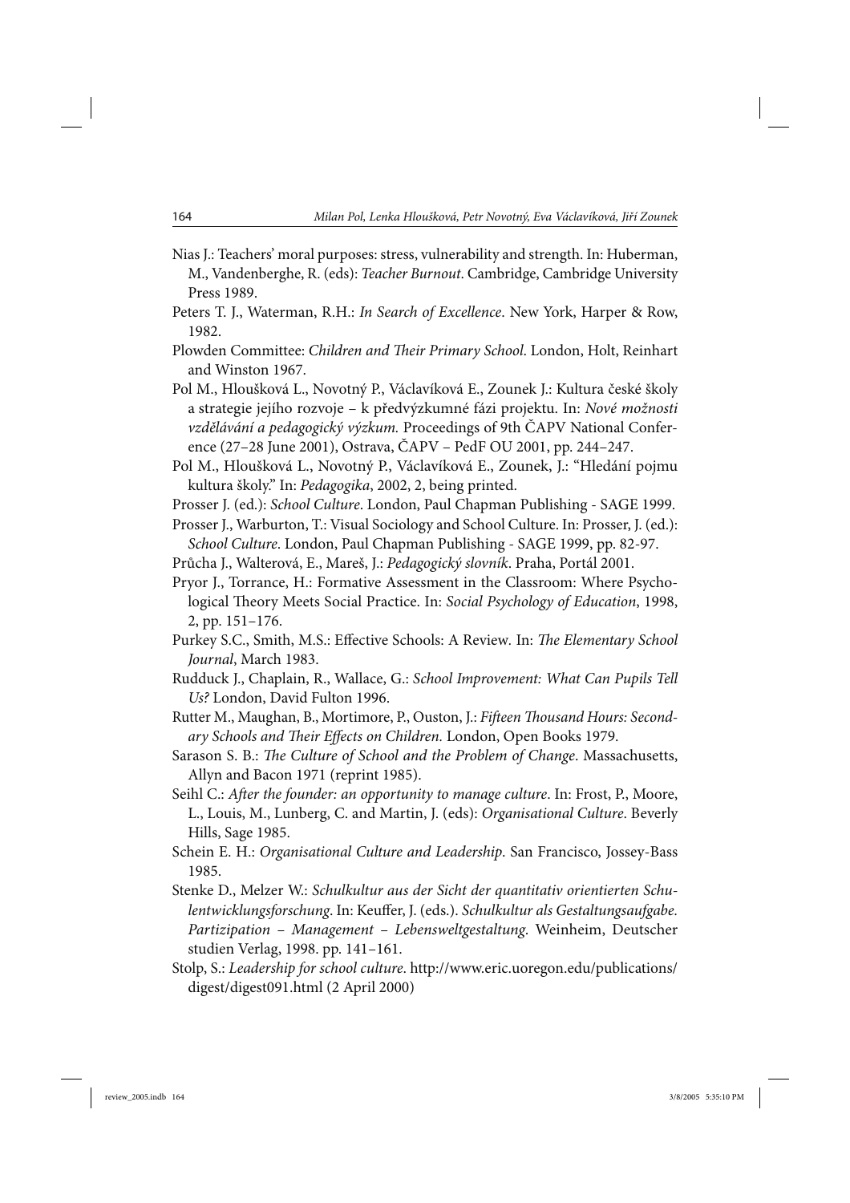Nias J.: Teachers' moral purposes: stress, vulnerability and strength. In: Huberman, M., Vandenberghe, R. (eds): *Teacher Burnout*. Cambridge, Cambridge University Press 1989.

Peters T. J., Waterman, R.H.: *In Search of Excellence*. New York, Harper & Row, 1982.

Plowden Committee: *Children and Their Primary School*. London, Holt, Reinhart and Winston 1967.

Pol M., Hloušková L., Novotný P., Václavíková E., Zounek J.: Kultura české školy a strategie jejího rozvoje – k předvýzkumné fázi projektu. In: *Nové možnosti vzdělávání a pedagogický výzkum.* Proceedings of 9th ČAPV National Conference (27–28 June 2001), Ostrava, ČAPV – PedF OU 2001, pp. 244–247.

Pol M., Hloušková L., Novotný P., Václavíková E., Zounek, J.: "Hledání pojmu kultura školy." In: *Pedagogika*, 2002, 2, being printed.

Prosser J. (ed.): *School Culture*. London, Paul Chapman Publishing - SAGE 1999.

Prosser J., Warburton, T.: Visual Sociology and School Culture. In: Prosser, J. (ed.): *School Culture*. London, Paul Chapman Publishing - SAGE 1999, pp. 82-97.

Průcha J., Walterová, E., Mareš, J.: *Pedagogický slovník*. Praha, Portál 2001.

Pryor J., Torrance, H.: Formative Assessment in the Classroom: Where Psychological Theory Meets Social Practice. In: *Social Psychology of Education*, 1998, 2, pp. 151–176.

Purkey S.C., Smith, M.S.: Effective Schools: A Review. In: *The Elementary School Journal*, March 1983.

Rudduck J., Chaplain, R., Wallace, G.: *School Improvement: What Can Pupils Tell Us?* London, David Fulton 1996.

Rutter M., Maughan, B., Mortimore, P., Ouston, J.: *Fifteen Thousand Hours: Secondary Schools and Their Effects on Children.* London, Open Books 1979.

Sarason S. B.: *The Culture of School and the Problem of Change*. Massachusetts, Allyn and Bacon 1971 (reprint 1985).

Seihl C.: *After the founder: an opportunity to manage culture*. In: Frost, P., Moore, L., Louis, M., Lunberg, C. and Martin, J. (eds): *Organisational Culture*. Beverly Hills, Sage 1985.

Schein E. H.: *Organisational Culture and Leadership*. San Francisco, Jossey-Bass 1985.

Stenke D., Melzer W.: *Schulkultur aus der Sicht der quantitativ orientierten Schulentwicklungsforschung*. In: Keuffer, J. (eds.). *Schulkultur als Gestaltungsaufgabe. Partizipation – Management – Lebensweltgestaltung*. Weinheim, Deutscher studien Verlag, 1998. pp. 141–161.

Stolp, S.: *Leadership for school culture*. http://www.eric.uoregon.edu/publications/digest/digest091.html (2 April 2000)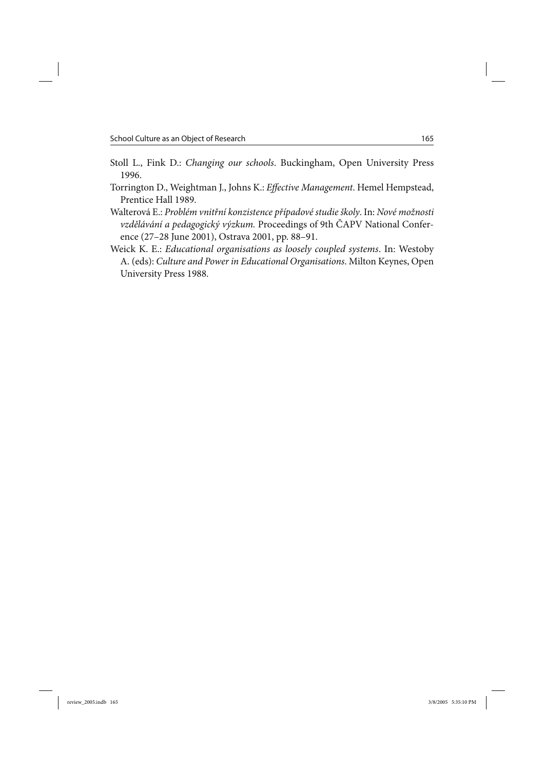Stoll L., Fink D.: *Changing our schools*. Buckingham, Open University Press 1996.

Torrington D., Weightman J., Johns K.: *Effective Management*. Hemel Hempstead, Prentice Hall 1989.

Walterová E.: *Problém vnitřní konzistence případové studie školy*. In: *Nové možnosti vzdělávání a pedagogický výzkum.* Proceedings of 9th ČAPV National Conference (27–28 June 2001), Ostrava 2001, pp. 88–91.

Weick K. E.: *Educational organisations as loosely coupled systems*. In: Westoby A. (eds): *Culture and Power in Educational Organisations*. Milton Keynes, Open University Press 1988.